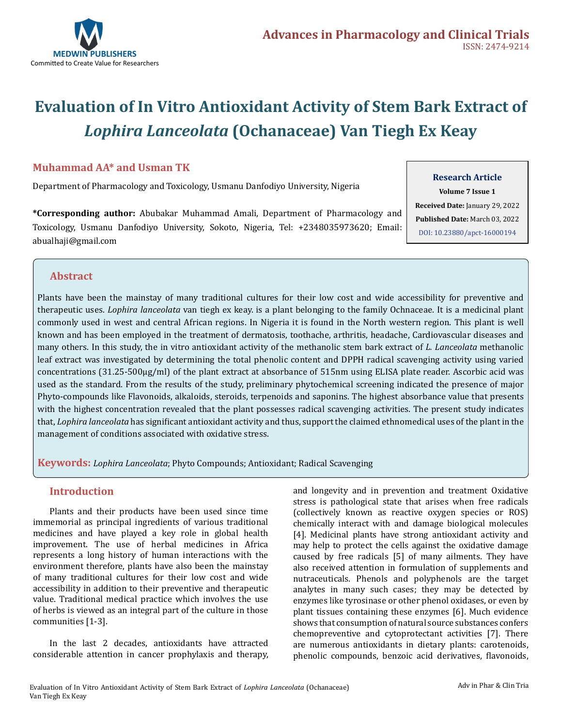# Evaluation of In Vitro Antioxidant Activity of Stem Bark Extract of *Lophira Lanceolata* (Ochanaceae) Van Tiegh Ex Keay

**Muhammad AA* and Usman TK**

Department of Pharmacology and Toxicology, Usmanu Danfodiyo University, Nigeria

**\*Corresponding author:** Abubakar Muhammad Amali, Department of Pharmacology and Toxicology, Usmanu Danfodiyo University, Sokoto, Nigeria, Tel: +2348035973620; Email: abualhaji@gmail.com

**Research Article**
**Volume 7 Issue 1**
**Received Date:** January 29, 2022
**Published Date:** March 03, 2022
DOI: 10.23880/apct-16000194

## Abstract

Plants have been the mainstay of many traditional cultures for their low cost and wide accessibility for preventive and therapeutic uses. *Lophira lanceolata* van tiegh ex keay. is a plant belonging to the family Ochnaceae. It is a medicinal plant commonly used in west and central African regions. In Nigeria it is found in the North western region. This plant is well known and has been employed in the treatment of dermatosis, toothache, arthritis, headache, Cardiovascular diseases and many others. In this study, the in vitro antioxidant activity of the methanolic stem bark extract of *L. Lanceolata* methanolic leaf extract was investigated by determining the total phenolic content and DPPH radical scavenging activity using varied concentrations (31.25-500µg/ml) of the plant extract at absorbance of 515nm using ELISA plate reader. Ascorbic acid was used as the standard. From the results of the study, preliminary phytochemical screening indicated the presence of major Phyto-compounds like Flavonoids, alkaloids, steroids, terpenoids and saponins. The highest absorbance value that presents with the highest concentration revealed that the plant possesses radical scavenging activities. The present study indicates that, *Lophira lanceolata* has significant antioxidant activity and thus, support the claimed ethnomedical uses of the plant in the management of conditions associated with oxidative stress.

**Keywords:** *Lophira Lanceolata*; Phyto Compounds; Antioxidant; Radical Scavenging

## Introduction

Plants and their products have been used since time immemorial as principal ingredients of various traditional medicines and have played a key role in global health improvement. The use of herbal medicines in Africa represents a long history of human interactions with the environment therefore, plants have also been the mainstay of many traditional cultures for their low cost and wide accessibility in addition to their preventive and therapeutic value. Traditional medical practice which involves the use of herbs is viewed as an integral part of the culture in those communities [1-3].

In the last 2 decades, antioxidants have attracted considerable attention in cancer prophylaxis and therapy, and longevity and in prevention and treatment Oxidative stress is pathological state that arises when free radicals (collectively known as reactive oxygen species or ROS) chemically interact with and damage biological molecules [4]. Medicinal plants have strong antioxidant activity and may help to protect the cells against the oxidative damage caused by free radicals [5] of many ailments. They have also received attention in formulation of supplements and nutraceuticals. Phenols and polyphenols are the target analytes in many such cases; they may be detected by enzymes like tyrosinase or other phenol oxidases, or even by plant tissues containing these enzymes [6]. Much evidence shows that consumption of natural source substances confers chemopreventive and cytoprotectant activities [7]. There are numerous antioxidants in dietary plants: carotenoids, phenolic compounds, benzoic acid derivatives, flavonoids,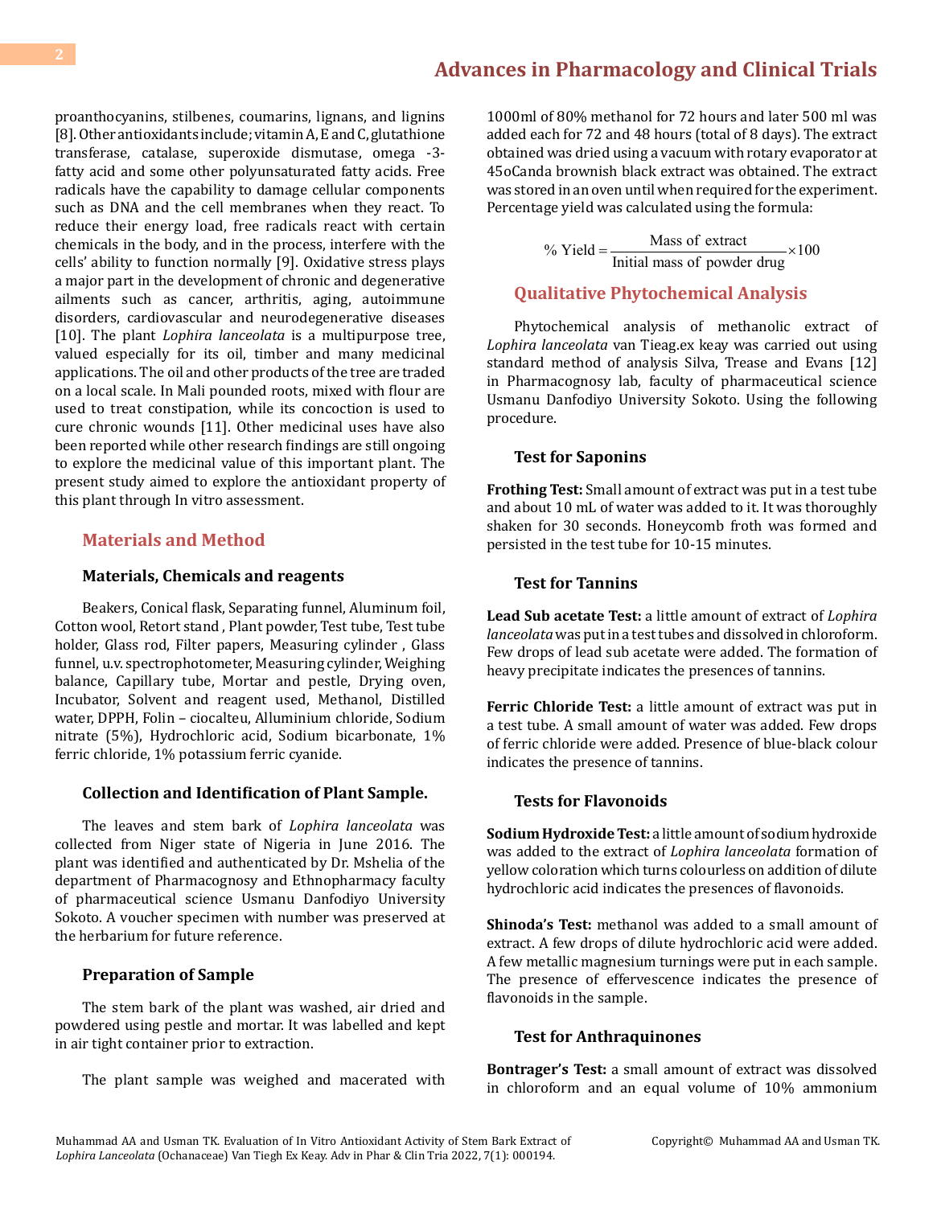proanthocyanins, stilbenes, coumarins, lignans, and lignins [8]. Other antioxidants include; vitamin A, E and C, glutathione transferase, catalase, superoxide dismutase, omega -3- fatty acid and some other polyunsaturated fatty acids. Free radicals have the capability to damage cellular components such as DNA and the cell membranes when they react. To reduce their energy load, free radicals react with certain chemicals in the body, and in the process, interfere with the cells' ability to function normally [9]. Oxidative stress plays a major part in the development of chronic and degenerative ailments such as cancer, arthritis, aging, autoimmune disorders, cardiovascular and neurodegenerative diseases [10]. The plant *Lophira lanceolata* is a multipurpose tree, valued especially for its oil, timber and many medicinal applications. The oil and other products of the tree are traded on a local scale. In Mali pounded roots, mixed with flour are used to treat constipation, while its concoction is used to cure chronic wounds [11]. Other medicinal uses have also been reported while other research findings are still ongoing to explore the medicinal value of this important plant. The present study aimed to explore the antioxidant property of this plant through In vitro assessment.

## Materials and Method

### Materials, Chemicals and reagents

Beakers, Conical flask, Separating funnel, Aluminum foil, Cotton wool, Retort stand , Plant powder, Test tube, Test tube holder, Glass rod, Filter papers, Measuring cylinder , Glass funnel, u.v. spectrophotometer, Measuring cylinder, Weighing balance, Capillary tube, Mortar and pestle, Drying oven, Incubator, Solvent and reagent used, Methanol, Distilled water, DPPH, Folin – ciocalteu, Alluminium chloride, Sodium nitrate (5%), Hydrochloric acid, Sodium bicarbonate, 1% ferric chloride, 1% potassium ferric cyanide.

### Collection and Identification of Plant Sample.

The leaves and stem bark of *Lophira lanceolata* was collected from Niger state of Nigeria in June 2016. The plant was identified and authenticated by Dr. Mshelia of the department of Pharmacognosy and Ethnopharmacy faculty of pharmaceutical science Usmanu Danfodiyo University Sokoto. A voucher specimen with number was preserved at the herbarium for future reference.

### Preparation of Sample

The stem bark of the plant was washed, air dried and powdered using pestle and mortar. It was labelled and kept in air tight container prior to extraction.

The plant sample was weighed and macerated with 1000ml of 80% methanol for 72 hours and later 500 ml was added each for 72 and 48 hours (total of 8 days). The extract obtained was dried using a vacuum with rotary evaporator at 45oCanda brownish black extract was obtained. The extract was stored in an oven until when required for the experiment. Percentage yield was calculated using the formula:

$$\%\ \text{Yield} = \frac{\text{Mass of extract}}{\text{Initial mass of powder drug}} \times 100$$

## Qualitative Phytochemical Analysis

Phytochemical analysis of methanolic extract of *Lophira lanceolata* van Tieag.ex keay was carried out using standard method of analysis Silva, Trease and Evans [12] in Pharmacognosy lab, faculty of pharmaceutical science Usmanu Danfodiyo University Sokoto. Using the following procedure.

### Test for Saponins

**Frothing Test:** Small amount of extract was put in a test tube and about 10 mL of water was added to it. It was thoroughly shaken for 30 seconds. Honeycomb froth was formed and persisted in the test tube for 10-15 minutes.

### Test for Tannins

**Lead Sub acetate Test:** a little amount of extract of *Lophira lanceolata* was put in a test tubes and dissolved in chloroform. Few drops of lead sub acetate were added. The formation of heavy precipitate indicates the presences of tannins.

**Ferric Chloride Test:** a little amount of extract was put in a test tube. A small amount of water was added. Few drops of ferric chloride were added. Presence of blue-black colour indicates the presence of tannins.

### Tests for Flavonoids

**Sodium Hydroxide Test:** a little amount of sodium hydroxide was added to the extract of *Lophira lanceolata* formation of yellow coloration which turns colourless on addition of dilute hydrochloric acid indicates the presences of flavonoids.

**Shinoda's Test:** methanol was added to a small amount of extract. A few drops of dilute hydrochloric acid were added. A few metallic magnesium turnings were put in each sample. The presence of effervescence indicates the presence of flavonoids in the sample.

### Test for Anthraquinones

**Bontrager's Test:** a small amount of extract was dissolved in chloroform and an equal volume of 10% ammonium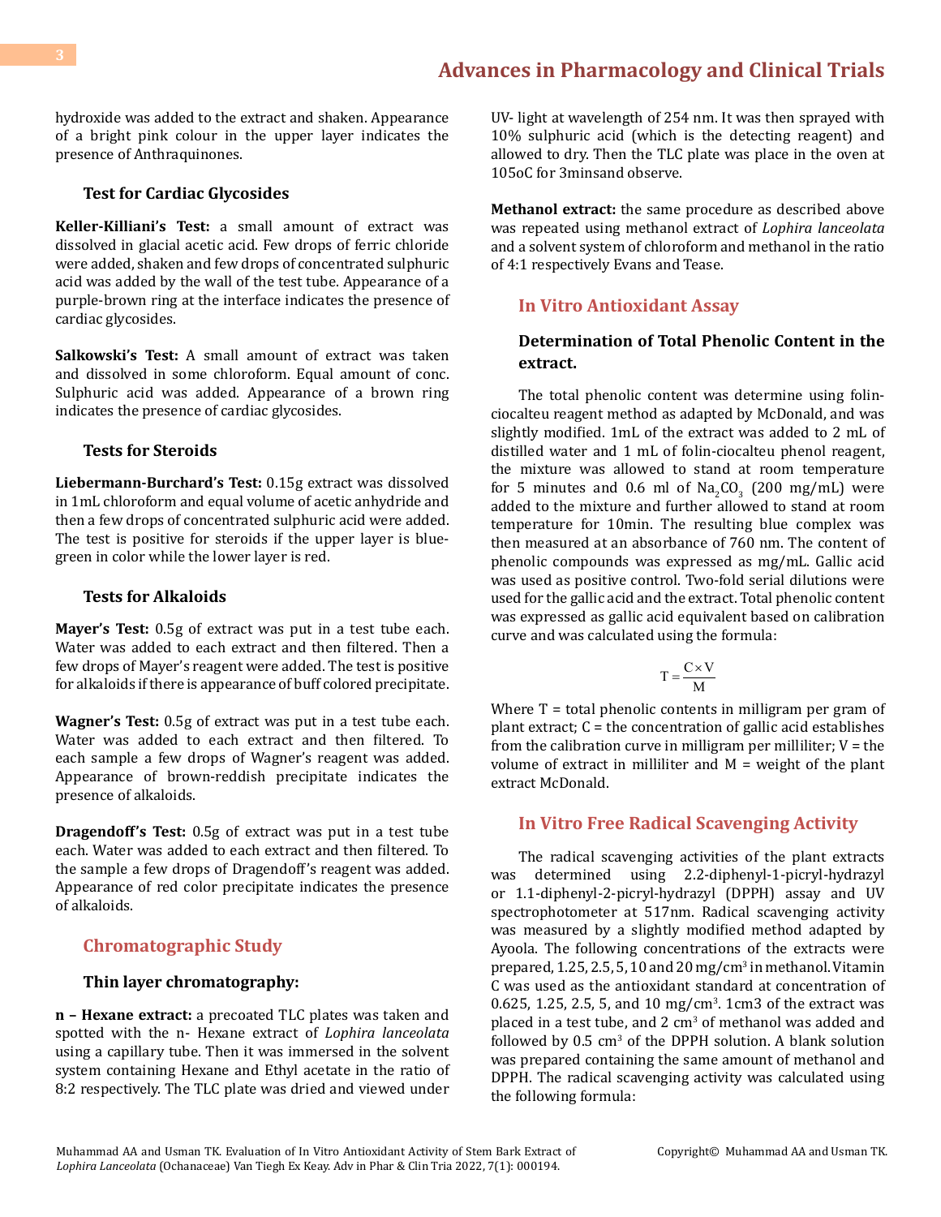hydroxide was added to the extract and shaken. Appearance of a bright pink colour in the upper layer indicates the presence of Anthraquinones.

### Test for Cardiac Glycosides

**Keller-Killiani's Test:** a small amount of extract was dissolved in glacial acetic acid. Few drops of ferric chloride were added, shaken and few drops of concentrated sulphuric acid was added by the wall of the test tube. Appearance of a purple-brown ring at the interface indicates the presence of cardiac glycosides.

**Salkowski's Test:** A small amount of extract was taken and dissolved in some chloroform. Equal amount of conc. Sulphuric acid was added. Appearance of a brown ring indicates the presence of cardiac glycosides.

### Tests for Steroids

**Liebermann-Burchard's Test:** 0.15g extract was dissolved in 1mL chloroform and equal volume of acetic anhydride and then a few drops of concentrated sulphuric acid were added. The test is positive for steroids if the upper layer is blue-green in color while the lower layer is red.

### Tests for Alkaloids

**Mayer's Test:** 0.5g of extract was put in a test tube each. Water was added to each extract and then filtered. Then a few drops of Mayer's reagent were added. The test is positive for alkaloids if there is appearance of buff colored precipitate.

**Wagner's Test:** 0.5g of extract was put in a test tube each. Water was added to each extract and then filtered. To each sample a few drops of Wagner's reagent was added. Appearance of brown-reddish precipitate indicates the presence of alkaloids.

**Dragendoff's Test:** 0.5g of extract was put in a test tube each. Water was added to each extract and then filtered. To the sample a few drops of Dragendoff's reagent was added. Appearance of red color precipitate indicates the presence of alkaloids.

## Chromatographic Study

### Thin layer chromatography:

**n – Hexane extract:** a precoated TLC plates was taken and spotted with the n- Hexane extract of *Lophira lanceolata* using a capillary tube. Then it was immersed in the solvent system containing Hexane and Ethyl acetate in the ratio of 8:2 respectively. The TLC plate was dried and viewed under UV- light at wavelength of 254 nm. It was then sprayed with 10% sulphuric acid (which is the detecting reagent) and allowed to dry. Then the TLC plate was place in the oven at 105oC for 3minsand observe.

**Methanol extract:** the same procedure as described above was repeated using methanol extract of *Lophira lanceolata* and a solvent system of chloroform and methanol in the ratio of 4:1 respectively Evans and Tease.

## In Vitro Antioxidant Assay

### Determination of Total Phenolic Content in the extract.

The total phenolic content was determine using folin-ciocalteu reagent method as adapted by McDonald, and was slightly modified. 1mL of the extract was added to 2 mL of distilled water and 1 mL of folin-ciocalteu phenol reagent, the mixture was allowed to stand at room temperature for 5 minutes and 0.6 ml of $Na_2CO_3$ (200 mg/mL) were added to the mixture and further allowed to stand at room temperature for 10min. The resulting blue complex was then measured at an absorbance of 760 nm. The content of phenolic compounds was expressed as mg/mL. Gallic acid was used as positive control. Two-fold serial dilutions were used for the gallic acid and the extract. Total phenolic content was expressed as gallic acid equivalent based on calibration curve and was calculated using the formula:

$$T = \frac{C \times V}{M}$$

Where T = total phenolic contents in milligram per gram of plant extract; C = the concentration of gallic acid establishes from the calibration curve in milligram per milliliter; V = the volume of extract in milliliter and M = weight of the plant extract McDonald.

## In Vitro Free Radical Scavenging Activity

The radical scavenging activities of the plant extracts was determined using 2.2-diphenyl-1-picryl-hydrazyl or 1.1-diphenyl-2-picryl-hydrazyl (DPPH) assay and UV spectrophotometer at 517nm. Radical scavenging activity was measured by a slightly modified method adapted by Ayoola. The following concentrations of the extracts were prepared, 1.25, 2.5, 5, 10 and 20 mg/$cm^3$ in methanol. Vitamin C was used as the antioxidant standard at concentration of 0.625, 1.25, 2.5, 5, and 10 mg/$cm^3$. 1cm3 of the extract was placed in a test tube, and 2 $cm^3$ of methanol was added and followed by 0.5 $cm^3$ of the DPPH solution. A blank solution was prepared containing the same amount of methanol and DPPH. The radical scavenging activity was calculated using the following formula: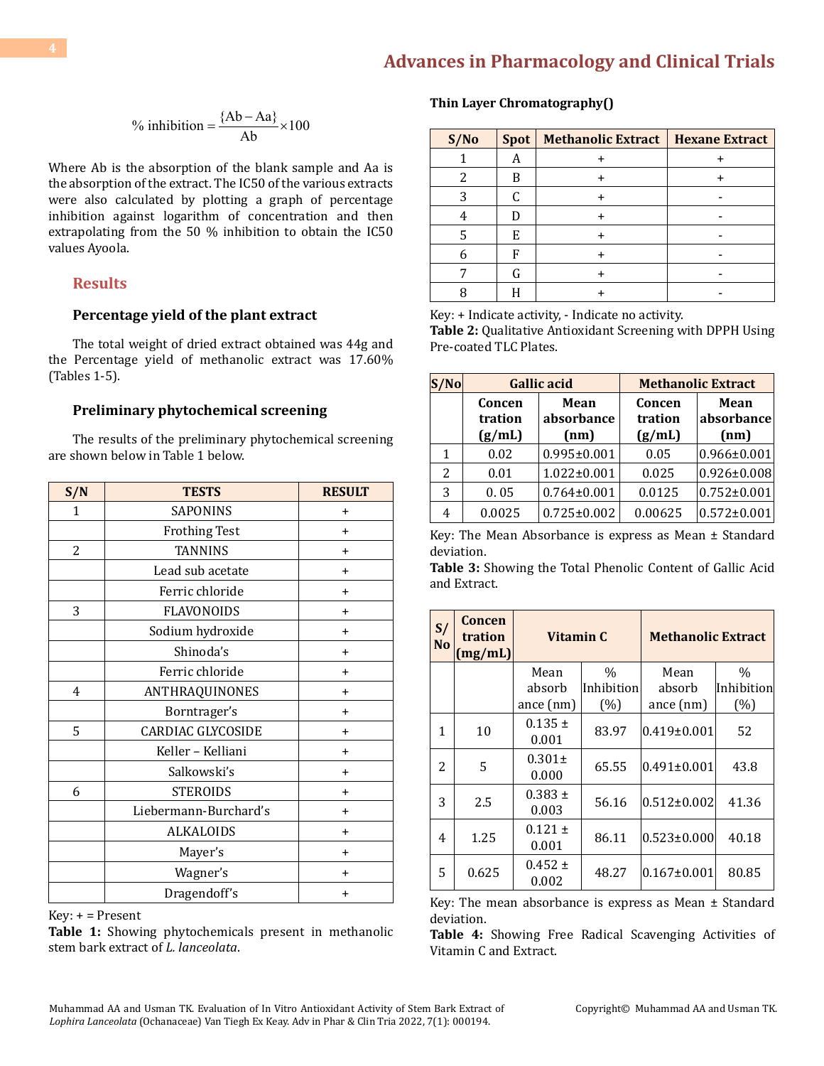$$\% \text{ inhibition} = \frac{\{Ab - Aa\}}{Ab} \times 100$$

Where Ab is the absorption of the blank sample and Aa is the absorption of the extract. The IC50 of the various extracts were also calculated by plotting a graph of percentage inhibition against logarithm of concentration and then extrapolating from the 50 % inhibition to obtain the IC50 values Ayoola.

## Results

### Percentage yield of the plant extract

The total weight of dried extract obtained was 44g and the Percentage yield of methanolic extract was 17.60% (Tables 1-5).

### Preliminary phytochemical screening

The results of the preliminary phytochemical screening are shown below in Table 1 below.

| S/N | TESTS | RESULT |
|---|---|---|
| 1 | SAPONINS | + |
| | Frothing Test | + |
| 2 | TANNINS | + |
| | Lead sub acetate | + |
| | Ferric chloride | + |
| 3 | FLAVONOIDS | + |
| | Sodium hydroxide | + |
| | Shinoda's | + |
| | Ferric chloride | + |
| 4 | ANTHRAQUINONES | + |
| | Borntrager's | + |
| 5 | CARDIAC GLYCOSIDE | + |
| | Keller – Kelliani | + |
| | Salkowski's | + |
| 6 | STEROIDS | + |
| | Liebermann-Burchard's | + |
| | ALKALOIDS | + |
| | Mayer's | + |
| | Wagner's | + |
| | Dragendoff's | + |

Key: + = Present

**Table 1:** Showing phytochemicals present in methanolic stem bark extract of *L. lanceolata*.

**Thin Layer Chromatography()**

| S/No | Spot | Methanolic Extract | Hexane Extract |
|---|---|---|---|
| 1 | A | + | + |
| 2 | B | + | + |
| 3 | C | + | - |
| 4 | D | + | - |
| 5 | E | + | - |
| 6 | F | + | - |
| 7 | G | + | - |
| 8 | H | + | - |

Key: + Indicate activity, - Indicate no activity.

**Table 2:** Qualitative Antioxidant Screening with DPPH Using Pre-coated TLC Plates.

| S/No | Gallic acid | | Methanolic Extract | |
|---|---|---|---|---|
| | Concentration (g/mL) | Mean absorbance (nm) | Concentration (g/mL) | Mean absorbance (nm) |
| 1 | 0.02 | 0.995±0.001 | 0.05 | 0.966±0.001 |
| 2 | 0.01 | 1.022±0.001 | 0.025 | 0.926±0.008 |
| 3 | 0. 05 | 0.764±0.001 | 0.0125 | 0.752±0.001 |
| 4 | 0.0025 | 0.725±0.002 | 0.00625 | 0.572±0.001 |

Key: The Mean Absorbance is express as Mean ± Standard deviation.

**Table 3:** Showing the Total Phenolic Content of Gallic Acid and Extract.

| S/No | Concentration (mg/mL) | Vitamin C | | Methanolic Extract | |
|---|---|---|---|---|---|
| | | Mean absorbance (nm) | % Inhibition (%) | Mean absorbance (nm) | % Inhibition (%) |
| 1 | 10 | 0.135 ± 0.001 | 83.97 | 0.419±0.001 | 52 |
| 2 | 5 | 0.301± 0.000 | 65.55 | 0.491±0.001 | 43.8 |
| 3 | 2.5 | 0.383 ± 0.003 | 56.16 | 0.512±0.002 | 41.36 |
| 4 | 1.25 | 0.121 ± 0.001 | 86.11 | 0.523±0.000 | 40.18 |
| 5 | 0.625 | 0.452 ± 0.002 | 48.27 | 0.167±0.001 | 80.85 |

Key: The mean absorbance is express as Mean ± Standard deviation.

**Table 4:** Showing Free Radical Scavenging Activities of Vitamin C and Extract.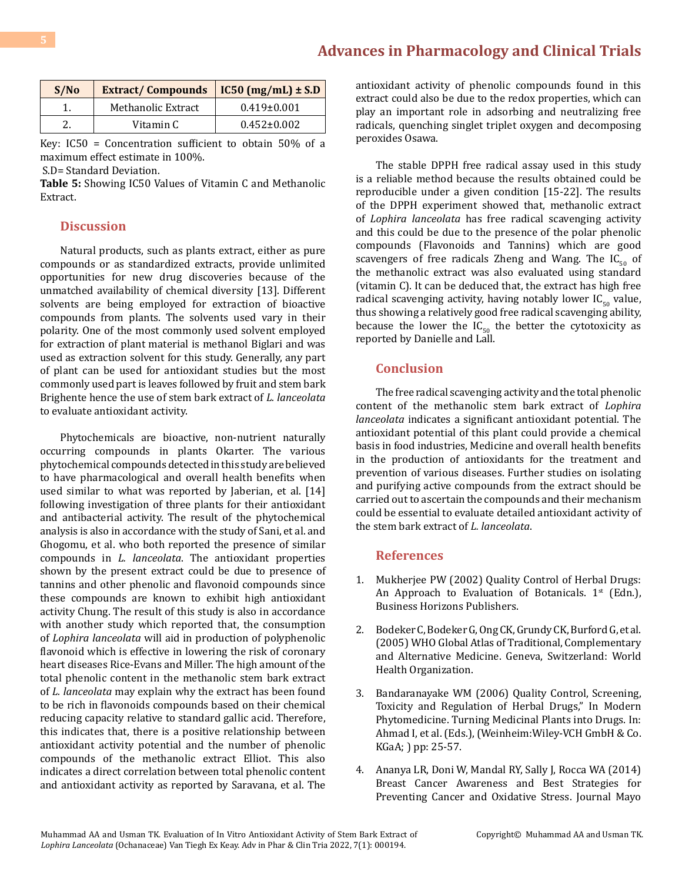| S/No | Extract/ Compounds | IC50 (mg/mL) ± S.D |
|---|---|---|
| 1. | Methanolic Extract | 0.419±0.001 |
| 2. | Vitamin C | 0.452±0.002 |

Key: IC50 = Concentration sufficient to obtain 50% of a maximum effect estimate in 100%.

S.D= Standard Deviation.

**Table 5:** Showing IC50 Values of Vitamin C and Methanolic Extract.

## Discussion

Natural products, such as plants extract, either as pure compounds or as standardized extracts, provide unlimited opportunities for new drug discoveries because of the unmatched availability of chemical diversity [13]. Different solvents are being employed for extraction of bioactive compounds from plants. The solvents used vary in their polarity. One of the most commonly used solvent employed for extraction of plant material is methanol Biglari and was used as extraction solvent for this study. Generally, any part of plant can be used for antioxidant studies but the most commonly used part is leaves followed by fruit and stem bark Brighente hence the use of stem bark extract of *L. lanceolata* to evaluate antioxidant activity.

Phytochemicals are bioactive, non-nutrient naturally occurring compounds in plants Okarter. The various phytochemical compounds detected in this study are believed to have pharmacological and overall health benefits when used similar to what was reported by Jaberian, et al. [14] following investigation of three plants for their antioxidant and antibacterial activity. The result of the phytochemical analysis is also in accordance with the study of Sani, et al. and Ghogomu, et al. who both reported the presence of similar compounds in *L. lanceolata*. The antioxidant properties shown by the present extract could be due to presence of tannins and other phenolic and flavonoid compounds since these compounds are known to exhibit high antioxidant activity Chung. The result of this study is also in accordance with another study which reported that, the consumption of *Lophira lanceolata* will aid in production of polyphenolic flavonoid which is effective in lowering the risk of coronary heart diseases Rice-Evans and Miller. The high amount of the total phenolic content in the methanolic stem bark extract of *L. lanceolata* may explain why the extract has been found to be rich in flavonoids compounds based on their chemical reducing capacity relative to standard gallic acid. Therefore, this indicates that, there is a positive relationship between antioxidant activity potential and the number of phenolic compounds of the methanolic extract Elliot. This also indicates a direct correlation between total phenolic content and antioxidant activity as reported by Saravana, et al. The antioxidant activity of phenolic compounds found in this extract could also be due to the redox properties, which can play an important role in adsorbing and neutralizing free radicals, quenching singlet triplet oxygen and decomposing peroxides Osawa.

The stable DPPH free radical assay used in this study is a reliable method because the results obtained could be reproducible under a given condition [15-22]. The results of the DPPH experiment showed that, methanolic extract of *Lophira lanceolata* has free radical scavenging activity and this could be due to the presence of the polar phenolic compounds (Flavonoids and Tannins) which are good scavengers of free radicals Zheng and Wang. The $IC_{50}$ of the methanolic extract was also evaluated using standard (vitamin C). It can be deduced that, the extract has high free radical scavenging activity, having notably lower $IC_{50}$ value, thus showing a relatively good free radical scavenging ability, because the lower the $IC_{50}$ the better the cytotoxicity as reported by Danielle and Lall.

## Conclusion

The free radical scavenging activity and the total phenolic content of the methanolic stem bark extract of *Lophira lanceolata* indicates a significant antioxidant potential. The antioxidant potential of this plant could provide a chemical basis in food industries, Medicine and overall health benefits in the production of antioxidants for the treatment and prevention of various diseases. Further studies on isolating and purifying active compounds from the extract should be carried out to ascertain the compounds and their mechanism could be essential to evaluate detailed antioxidant activity of the stem bark extract of *L. lanceolata*.

## References

1. Mukherjee PW (2002) Quality Control of Herbal Drugs: An Approach to Evaluation of Botanicals. 1st (Edn.), Business Horizons Publishers.

2. Bodeker C, Bodeker G, Ong CK, Grundy CK, Burford G, et al. (2005) WHO Global Atlas of Traditional, Complementary and Alternative Medicine. Geneva, Switzerland: World Health Organization.

3. Bandaranayake WM (2006) Quality Control, Screening, Toxicity and Regulation of Herbal Drugs," In Modern Phytomedicine. Turning Medicinal Plants into Drugs. In: Ahmad I, et al. (Eds.), (Weinheim:Wiley-VCH GmbH & Co. KGaA; ) pp: 25-57.

4. Ananya LR, Doni W, Mandal RY, Sally J, Rocca WA (2014) Breast Cancer Awareness and Best Strategies for Preventing Cancer and Oxidative Stress. Journal Mayo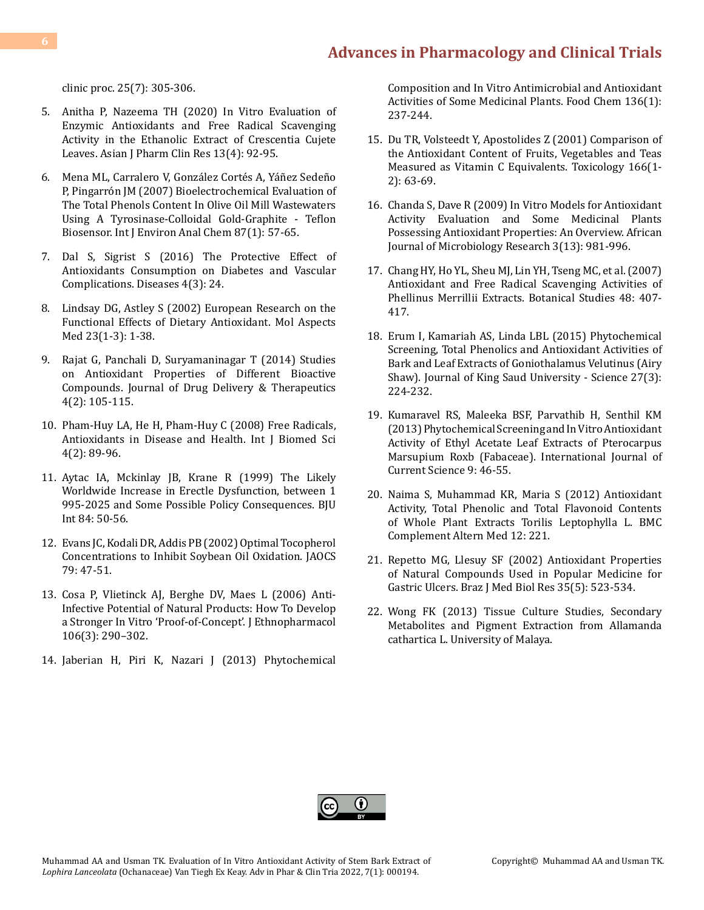clinic proc. 25(7): 305-306.

5. Anitha P, Nazeema TH (2020) In Vitro Evaluation of Enzymic Antioxidants and Free Radical Scavenging Activity in the Ethanolic Extract of Crescentia Cujete Leaves. Asian J Pharm Clin Res 13(4): 92-95.

6. Mena ML, Carralero V, González Cortés A, Yáñez Sedeño P, Pingarrón JM (2007) Bioelectrochemical Evaluation of The Total Phenols Content In Olive Oil Mill Wastewaters Using A Tyrosinase-Colloidal Gold-Graphite - Teflon Biosensor. Int J Environ Anal Chem 87(1): 57-65.

7. Dal S, Sigrist S (2016) The Protective Effect of Antioxidants Consumption on Diabetes and Vascular Complications. Diseases 4(3): 24.

8. Lindsay DG, Astley S (2002) European Research on the Functional Effects of Dietary Antioxidant. Mol Aspects Med 23(1-3): 1-38.

9. Rajat G, Panchali D, Suryamaninagar T (2014) Studies on Antioxidant Properties of Different Bioactive Compounds. Journal of Drug Delivery & Therapeutics 4(2): 105-115.

10. Pham-Huy LA, He H, Pham-Huy C (2008) Free Radicals, Antioxidants in Disease and Health. Int J Biomed Sci 4(2): 89-96.

11. Aytac IA, Mckinlay JB, Krane R (1999) The Likely Worldwide Increase in Erectle Dysfunction, between 1 995-2025 and Some Possible Policy Consequences. BJU Int 84: 50-56.

12. Evans JC, Kodali DR, Addis PB (2002) Optimal Tocopherol Concentrations to Inhibit Soybean Oil Oxidation. JAOCS 79: 47-51.

13. Cosa P, Vlietinck AJ, Berghe DV, Maes L (2006) Anti-Infective Potential of Natural Products: How To Develop a Stronger In Vitro 'Proof-of-Concept'. J Ethnopharmacol 106(3): 290–302.

14. Jaberian H, Piri K, Nazari J (2013) Phytochemical Composition and In Vitro Antimicrobial and Antioxidant Activities of Some Medicinal Plants. Food Chem 136(1): 237-244.

15. Du TR, Volsteedt Y, Apostolides Z (2001) Comparison of the Antioxidant Content of Fruits, Vegetables and Teas Measured as Vitamin C Equivalents. Toxicology 166(1-2): 63-69.

16. Chanda S, Dave R (2009) In Vitro Models for Antioxidant Activity Evaluation and Some Medicinal Plants Possessing Antioxidant Properties: An Overview. African Journal of Microbiology Research 3(13): 981-996.

17. Chang HY, Ho YL, Sheu MJ, Lin YH, Tseng MC, et al. (2007) Antioxidant and Free Radical Scavenging Activities of Phellinus Merrillii Extracts. Botanical Studies 48: 407-417.

18. Erum I, Kamariah AS, Linda LBL (2015) Phytochemical Screening, Total Phenolics and Antioxidant Activities of Bark and Leaf Extracts of Goniothalamus Velutinus (Airy Shaw). Journal of King Saud University - Science 27(3): 224-232.

19. Kumaravel RS, Maleeka BSF, Parvathib H, Senthil KM (2013) Phytochemical Screening and In Vitro Antioxidant Activity of Ethyl Acetate Leaf Extracts of Pterocarpus Marsupium Roxb (Fabaceae). International Journal of Current Science 9: 46-55.

20. Naima S, Muhammad KR, Maria S (2012) Antioxidant Activity, Total Phenolic and Total Flavonoid Contents of Whole Plant Extracts Torilis Leptophylla L. BMC Complement Altern Med 12: 221.

21. Repetto MG, Llesuy SF (2002) Antioxidant Properties of Natural Compounds Used in Popular Medicine for Gastric Ulcers. Braz J Med Biol Res 35(5): 523-534.

22. Wong FK (2013) Tissue Culture Studies, Secondary Metabolites and Pigment Extraction from Allamanda cathartica L. University of Malaya.